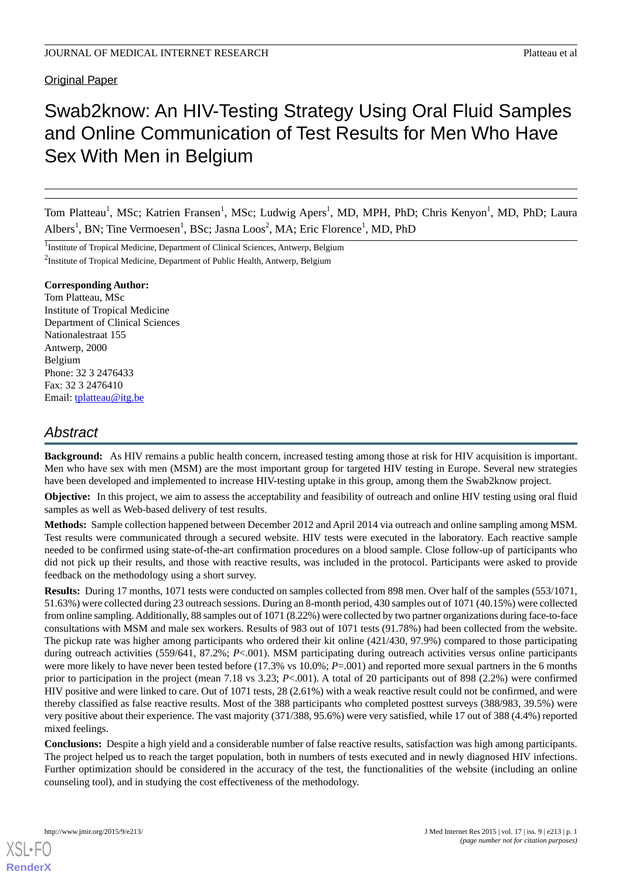Original Paper

# Swab2know: An HIV-Testing Strategy Using Oral Fluid Samples and Online Communication of Test Results for Men Who Have Sex With Men in Belgium

Tom Platteau[1], MSc; Katrien Fransen[1], MSc; Ludwig Apers[1], MD, MPH, PhD; Chris Kenyon[1], MD, PhD; Laura Albers[1], BN; Tine Vermoesen[1], BSc; Jasna Loos[2], MA; Eric Florence[1], MD, PhD

[1]Institute of Tropical Medicine, Department of Clinical Sciences, Antwerp, Belgium

[2]Institute of Tropical Medicine, Department of Public Health, Antwerp, Belgium

**Corresponding Author:**
Tom Platteau, MSc
Institute of Tropical Medicine
Department of Clinical Sciences
Nationalestraat 155
Antwerp, 2000
Belgium
Phone: 32 3 2476433
Fax: 32 3 2476410
Email: tplatteau@itg.be

## Abstract

**Background:** As HIV remains a public health concern, increased testing among those at risk for HIV acquisition is important. Men who have sex with men (MSM) are the most important group for targeted HIV testing in Europe. Several new strategies have been developed and implemented to increase HIV-testing uptake in this group, among them the Swab2know project.

**Objective:** In this project, we aim to assess the acceptability and feasibility of outreach and online HIV testing using oral fluid samples as well as Web-based delivery of test results.

**Methods:** Sample collection happened between December 2012 and April 2014 via outreach and online sampling among MSM. Test results were communicated through a secured website. HIV tests were executed in the laboratory. Each reactive sample needed to be confirmed using state-of-the-art confirmation procedures on a blood sample. Close follow-up of participants who did not pick up their results, and those with reactive results, was included in the protocol. Participants were asked to provide feedback on the methodology using a short survey.

**Results:** During 17 months, 1071 tests were conducted on samples collected from 898 men. Over half of the samples (553/1071, 51.63%) were collected during 23 outreach sessions. During an 8-month period, 430 samples out of 1071 (40.15%) were collected from online sampling. Additionally, 88 samples out of 1071 (8.22%) were collected by two partner organizations during face-to-face consultations with MSM and male sex workers. Results of 983 out of 1071 tests (91.78%) had been collected from the website. The pickup rate was higher among participants who ordered their kit online (421/430, 97.9%) compared to those participating during outreach activities (559/641, 87.2%; *P*<.001). MSM participating during outreach activities versus online participants were more likely to have never been tested before (17.3% vs 10.0%; *P*=.001) and reported more sexual partners in the 6 months prior to participation in the project (mean 7.18 vs 3.23; *P*<.001). A total of 20 participants out of 898 (2.2%) were confirmed HIV positive and were linked to care. Out of 1071 tests, 28 (2.61%) with a weak reactive result could not be confirmed, and were thereby classified as false reactive results. Most of the 388 participants who completed posttest surveys (388/983, 39.5%) were very positive about their experience. The vast majority (371/388, 95.6%) were very satisfied, while 17 out of 388 (4.4%) reported mixed feelings.

**Conclusions:** Despite a high yield and a considerable number of false reactive results, satisfaction was high among participants. The project helped us to reach the target population, both in numbers of tests executed and in newly diagnosed HIV infections. Further optimization should be considered in the accuracy of the test, the functionalities of the website (including an online counseling tool), and in studying the cost effectiveness of the methodology.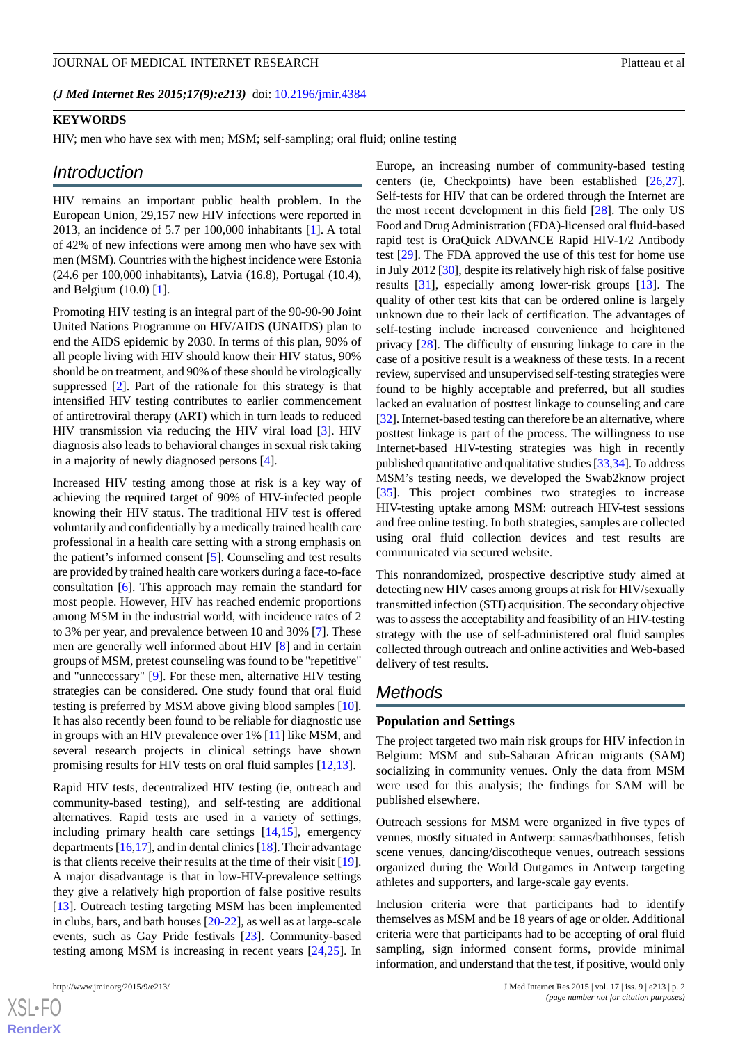(*J Med Internet Res 2015;17(9):e213*) doi: 10.2196/jmir.4384

**KEYWORDS**

HIV; men who have sex with men; MSM; self-sampling; oral fluid; online testing

## Introduction

HIV remains an important public health problem. In the European Union, 29,157 new HIV infections were reported in 2013, an incidence of 5.7 per 100,000 inhabitants [1]. A total of 42% of new infections were among men who have sex with men (MSM). Countries with the highest incidence were Estonia (24.6 per 100,000 inhabitants), Latvia (16.8), Portugal (10.4), and Belgium (10.0) [1].

Promoting HIV testing is an integral part of the 90-90-90 Joint United Nations Programme on HIV/AIDS (UNAIDS) plan to end the AIDS epidemic by 2030. In terms of this plan, 90% of all people living with HIV should know their HIV status, 90% should be on treatment, and 90% of these should be virologically suppressed [2]. Part of the rationale for this strategy is that intensified HIV testing contributes to earlier commencement of antiretroviral therapy (ART) which in turn leads to reduced HIV transmission via reducing the HIV viral load [3]. HIV diagnosis also leads to behavioral changes in sexual risk taking in a majority of newly diagnosed persons [4].

Increased HIV testing among those at risk is a key way of achieving the required target of 90% of HIV-infected people knowing their HIV status. The traditional HIV test is offered voluntarily and confidentially by a medically trained health care professional in a health care setting with a strong emphasis on the patient's informed consent [5]. Counseling and test results are provided by trained health care workers during a face-to-face consultation [6]. This approach may remain the standard for most people. However, HIV has reached endemic proportions among MSM in the industrial world, with incidence rates of 2 to 3% per year, and prevalence between 10 and 30% [7]. These men are generally well informed about HIV [8] and in certain groups of MSM, pretest counseling was found to be "repetitive" and "unnecessary" [9]. For these men, alternative HIV testing strategies can be considered. One study found that oral fluid testing is preferred by MSM above giving blood samples [10]. It has also recently been found to be reliable for diagnostic use in groups with an HIV prevalence over 1% [11] like MSM, and several research projects in clinical settings have shown promising results for HIV tests on oral fluid samples [12,13].

Rapid HIV tests, decentralized HIV testing (ie, outreach and community-based testing), and self-testing are additional alternatives. Rapid tests are used in a variety of settings, including primary health care settings [14,15], emergency departments [16,17], and in dental clinics [18]. Their advantage is that clients receive their results at the time of their visit [19]. A major disadvantage is that in low-HIV-prevalence settings they give a relatively high proportion of false positive results [13]. Outreach testing targeting MSM has been implemented in clubs, bars, and bath houses [20-22], as well as at large-scale events, such as Gay Pride festivals [23]. Community-based testing among MSM is increasing in recent years [24,25]. In Europe, an increasing number of community-based testing centers (ie, Checkpoints) have been established [26,27]. Self-tests for HIV that can be ordered through the Internet are the most recent development in this field [28]. The only US Food and Drug Administration (FDA)-licensed oral fluid-based rapid test is OraQuick ADVANCE Rapid HIV-1/2 Antibody test [29]. The FDA approved the use of this test for home use in July 2012 [30], despite its relatively high risk of false positive results [31], especially among lower-risk groups [13]. The quality of other test kits that can be ordered online is largely unknown due to their lack of certification. The advantages of self-testing include increased convenience and heightened privacy [28]. The difficulty of ensuring linkage to care in the case of a positive result is a weakness of these tests. In a recent review, supervised and unsupervised self-testing strategies were found to be highly acceptable and preferred, but all studies lacked an evaluation of posttest linkage to counseling and care [32]. Internet-based testing can therefore be an alternative, where posttest linkage is part of the process. The willingness to use Internet-based HIV-testing strategies was high in recently published quantitative and qualitative studies [33,34]. To address MSM's testing needs, we developed the Swab2know project [35]. This project combines two strategies to increase HIV-testing uptake among MSM: outreach HIV-test sessions and free online testing. In both strategies, samples are collected using oral fluid collection devices and test results are communicated via secured website.

This nonrandomized, prospective descriptive study aimed at detecting new HIV cases among groups at risk for HIV/sexually transmitted infection (STI) acquisition. The secondary objective was to assess the acceptability and feasibility of an HIV-testing strategy with the use of self-administered oral fluid samples collected through outreach and online activities and Web-based delivery of test results.

## Methods

### Population and Settings

The project targeted two main risk groups for HIV infection in Belgium: MSM and sub-Saharan African migrants (SAM) socializing in community venues. Only the data from MSM were used for this analysis; the findings for SAM will be published elsewhere.

Outreach sessions for MSM were organized in five types of venues, mostly situated in Antwerp: saunas/bathhouses, fetish scene venues, dancing/discotheque venues, outreach sessions organized during the World Outgames in Antwerp targeting athletes and supporters, and large-scale gay events.

Inclusion criteria were that participants had to identify themselves as MSM and be 18 years of age or older. Additional criteria were that participants had to be accepting of oral fluid sampling, sign informed consent forms, provide minimal information, and understand that the test, if positive, would only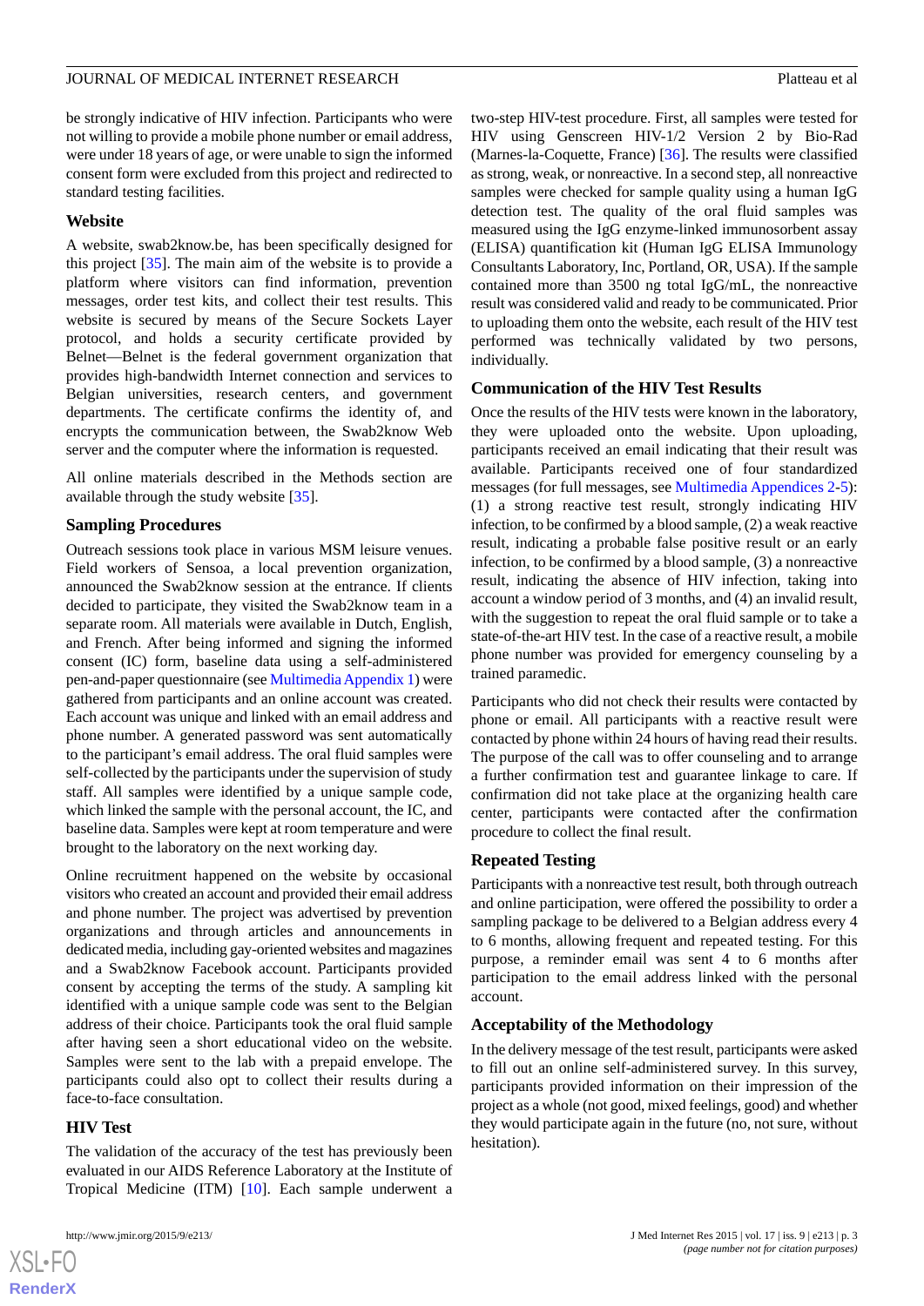be strongly indicative of HIV infection. Participants who were not willing to provide a mobile phone number or email address, were under 18 years of age, or were unable to sign the informed consent form were excluded from this project and redirected to standard testing facilities.

### Website

A website, swab2know.be, has been specifically designed for this project [35]. The main aim of the website is to provide a platform where visitors can find information, prevention messages, order test kits, and collect their test results. This website is secured by means of the Secure Sockets Layer protocol, and holds a security certificate provided by Belnet—Belnet is the federal government organization that provides high-bandwidth Internet connection and services to Belgian universities, research centers, and government departments. The certificate confirms the identity of, and encrypts the communication between, the Swab2know Web server and the computer where the information is requested.

All online materials described in the Methods section are available through the study website [35].

### Sampling Procedures

Outreach sessions took place in various MSM leisure venues. Field workers of Sensoa, a local prevention organization, announced the Swab2know session at the entrance. If clients decided to participate, they visited the Swab2know team in a separate room. All materials were available in Dutch, English, and French. After being informed and signing the informed consent (IC) form, baseline data using a self-administered pen-and-paper questionnaire (see Multimedia Appendix 1) were gathered from participants and an online account was created. Each account was unique and linked with an email address and phone number. A generated password was sent automatically to the participant's email address. The oral fluid samples were self-collected by the participants under the supervision of study staff. All samples were identified by a unique sample code, which linked the sample with the personal account, the IC, and baseline data. Samples were kept at room temperature and were brought to the laboratory on the next working day.

Online recruitment happened on the website by occasional visitors who created an account and provided their email address and phone number. The project was advertised by prevention organizations and through articles and announcements in dedicated media, including gay-oriented websites and magazines and a Swab2know Facebook account. Participants provided consent by accepting the terms of the study. A sampling kit identified with a unique sample code was sent to the Belgian address of their choice. Participants took the oral fluid sample after having seen a short educational video on the website. Samples were sent to the lab with a prepaid envelope. The participants could also opt to collect their results during a face-to-face consultation.

### HIV Test

The validation of the accuracy of the test has previously been evaluated in our AIDS Reference Laboratory at the Institute of Tropical Medicine (ITM) [10]. Each sample underwent a two-step HIV-test procedure. First, all samples were tested for HIV using Genscreen HIV-1/2 Version 2 by Bio-Rad (Marnes-la-Coquette, France) [36]. The results were classified as strong, weak, or nonreactive. In a second step, all nonreactive samples were checked for sample quality using a human IgG detection test. The quality of the oral fluid samples was measured using the IgG enzyme-linked immunosorbent assay (ELISA) quantification kit (Human IgG ELISA Immunology Consultants Laboratory, Inc, Portland, OR, USA). If the sample contained more than 3500 ng total IgG/mL, the nonreactive result was considered valid and ready to be communicated. Prior to uploading them onto the website, each result of the HIV test performed was technically validated by two persons, individually.

### Communication of the HIV Test Results

Once the results of the HIV tests were known in the laboratory, they were uploaded onto the website. Upon uploading, participants received an email indicating that their result was available. Participants received one of four standardized messages (for full messages, see Multimedia Appendices 2-5): (1) a strong reactive test result, strongly indicating HIV infection, to be confirmed by a blood sample, (2) a weak reactive result, indicating a probable false positive result or an early infection, to be confirmed by a blood sample, (3) a nonreactive result, indicating the absence of HIV infection, taking into account a window period of 3 months, and (4) an invalid result, with the suggestion to repeat the oral fluid sample or to take a state-of-the-art HIV test. In the case of a reactive result, a mobile phone number was provided for emergency counseling by a trained paramedic.

Participants who did not check their results were contacted by phone or email. All participants with a reactive result were contacted by phone within 24 hours of having read their results. The purpose of the call was to offer counseling and to arrange a further confirmation test and guarantee linkage to care. If confirmation did not take place at the organizing health care center, participants were contacted after the confirmation procedure to collect the final result.

### Repeated Testing

Participants with a nonreactive test result, both through outreach and online participation, were offered the possibility to order a sampling package to be delivered to a Belgian address every 4 to 6 months, allowing frequent and repeated testing. For this purpose, a reminder email was sent 4 to 6 months after participation to the email address linked with the personal account.

### Acceptability of the Methodology

In the delivery message of the test result, participants were asked to fill out an online self-administered survey. In this survey, participants provided information on their impression of the project as a whole (not good, mixed feelings, good) and whether they would participate again in the future (no, not sure, without hesitation).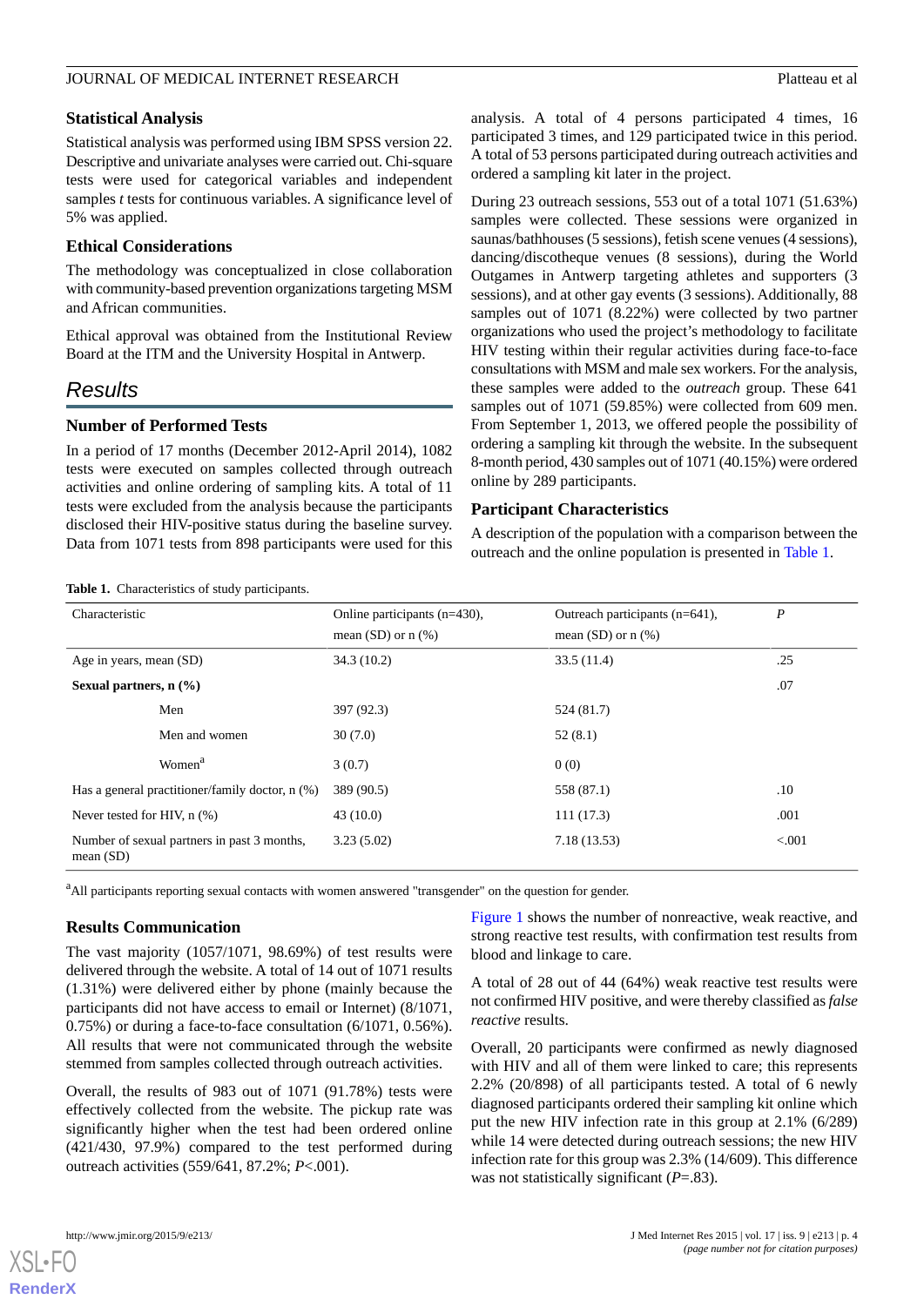### Statistical Analysis

Statistical analysis was performed using IBM SPSS version 22. Descriptive and univariate analyses were carried out. Chi-square tests were used for categorical variables and independent samples *t* tests for continuous variables. A significance level of 5% was applied.

### Ethical Considerations

The methodology was conceptualized in close collaboration with community-based prevention organizations targeting MSM and African communities.

Ethical approval was obtained from the Institutional Review Board at the ITM and the University Hospital in Antwerp.

## Results

### Number of Performed Tests

In a period of 17 months (December 2012-April 2014), 1082 tests were executed on samples collected through outreach activities and online ordering of sampling kits. A total of 11 tests were excluded from the analysis because the participants disclosed their HIV-positive status during the baseline survey. Data from 1071 tests from 898 participants were used for this analysis. A total of 4 persons participated 4 times, 16 participated 3 times, and 129 participated twice in this period. A total of 53 persons participated during outreach activities and ordered a sampling kit later in the project.

During 23 outreach sessions, 553 out of a total 1071 (51.63%) samples were collected. These sessions were organized in saunas/bathhouses (5 sessions), fetish scene venues (4 sessions), dancing/discotheque venues (8 sessions), during the World Outgames in Antwerp targeting athletes and supporters (3 sessions), and at other gay events (3 sessions). Additionally, 88 samples out of 1071 (8.22%) were collected by two partner organizations who used the project's methodology to facilitate HIV testing within their regular activities during face-to-face consultations with MSM and male sex workers. For the analysis, these samples were added to the *outreach* group. These 641 samples out of 1071 (59.85%) were collected from 609 men. From September 1, 2013, we offered people the possibility of ordering a sampling kit through the website. In the subsequent 8-month period, 430 samples out of 1071 (40.15%) were ordered online by 289 participants.

### Participant Characteristics

A description of the population with a comparison between the outreach and the online population is presented in Table 1.

**Table 1.** Characteristics of study participants.

| Characteristic | Online participants (n=430), mean (SD) or n (%) | Outreach participants (n=641), mean (SD) or n (%) | *P* |
|---|---|---|---|
| Age in years, mean (SD) | 34.3 (10.2) | 33.5 (11.4) | .25 |
| **Sexual partners, n (%)** | | | .07 |
| Men | 397 (92.3) | 524 (81.7) | |
| Men and women | 30 (7.0) | 52 (8.1) | |
| Women[a] | 3 (0.7) | 0 (0) | |
| Has a general practitioner/family doctor, n (%) | 389 (90.5) | 558 (87.1) | .10 |
| Never tested for HIV, n (%) | 43 (10.0) | 111 (17.3) | .001 |
| Number of sexual partners in past 3 months, mean (SD) | 3.23 (5.02) | 7.18 (13.53) | <.001 |

[a]All participants reporting sexual contacts with women answered "transgender" on the question for gender.

### Results Communication

The vast majority (1057/1071, 98.69%) of test results were delivered through the website. A total of 14 out of 1071 results (1.31%) were delivered either by phone (mainly because the participants did not have access to email or Internet) (8/1071, 0.75%) or during a face-to-face consultation (6/1071, 0.56%). All results that were not communicated through the website stemmed from samples collected through outreach activities.

Overall, the results of 983 out of 1071 (91.78%) tests were effectively collected from the website. The pickup rate was significantly higher when the test had been ordered online (421/430, 97.9%) compared to the test performed during outreach activities (559/641, 87.2%; *P*<.001).

Figure 1 shows the number of nonreactive, weak reactive, and strong reactive test results, with confirmation test results from blood and linkage to care.

A total of 28 out of 44 (64%) weak reactive test results were not confirmed HIV positive, and were thereby classified as *false reactive* results.

Overall, 20 participants were confirmed as newly diagnosed with HIV and all of them were linked to care; this represents 2.2% (20/898) of all participants tested. A total of 6 newly diagnosed participants ordered their sampling kit online which put the new HIV infection rate in this group at 2.1% (6/289) while 14 were detected during outreach sessions; the new HIV infection rate for this group was 2.3% (14/609). This difference was not statistically significant (*P*=.83).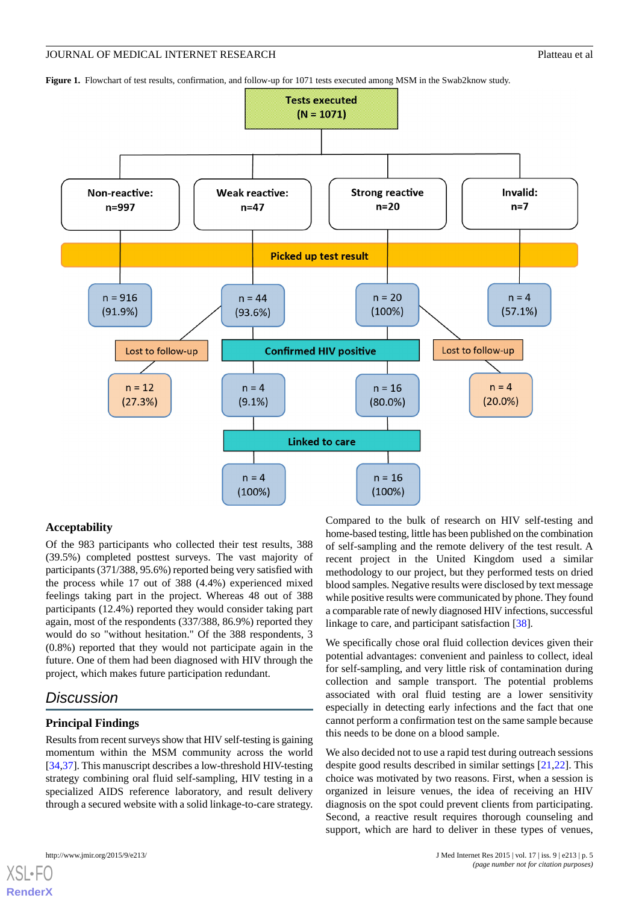**Figure 1.** Flowchart of test results, confirmation, and follow-up for 1071 tests executed among MSM in the Swab2know study.

Tests executed
(N = 1071)

Non-reactive: n=997

Weak reactive: n=47

Strong reactive n=20

Invalid: n=7

Picked up test result

n = 916 (91.9%)

n = 44 (93.6%)

n = 20 (100%)

n = 4 (57.1%)

Lost to follow-up

Confirmed HIV positive

Lost to follow-up

n = 12 (27.3%)

n = 4 (9.1%)

n = 16 (80.0%)

n = 4 (20.0%)

Linked to care

n = 4 (100%)

n = 16 (100%)

### Acceptability

Of the 983 participants who collected their test results, 388 (39.5%) completed posttest surveys. The vast majority of participants (371/388, 95.6%) reported being very satisfied with the process while 17 out of 388 (4.4%) experienced mixed feelings taking part in the project. Whereas 48 out of 388 participants (12.4%) reported they would consider taking part again, most of the respondents (337/388, 86.9%) reported they would do so "without hesitation." Of the 388 respondents, 3 (0.8%) reported that they would not participate again in the future. One of them had been diagnosed with HIV through the project, which makes future participation redundant.

## Discussion

### Principal Findings

Results from recent surveys show that HIV self-testing is gaining momentum within the MSM community across the world [34,37]. This manuscript describes a low-threshold HIV-testing strategy combining oral fluid self-sampling, HIV testing in a specialized AIDS reference laboratory, and result delivery through a secured website with a solid linkage-to-care strategy.

Compared to the bulk of research on HIV self-testing and home-based testing, little has been published on the combination of self-sampling and the remote delivery of the test result. A recent project in the United Kingdom used a similar methodology to our project, but they performed tests on dried blood samples. Negative results were disclosed by text message while positive results were communicated by phone. They found a comparable rate of newly diagnosed HIV infections, successful linkage to care, and participant satisfaction [38].

We specifically chose oral fluid collection devices given their potential advantages: convenient and painless to collect, ideal for self-sampling, and very little risk of contamination during collection and sample transport. The potential problems associated with oral fluid testing are a lower sensitivity especially in detecting early infections and the fact that one cannot perform a confirmation test on the same sample because this needs to be done on a blood sample.

We also decided not to use a rapid test during outreach sessions despite good results described in similar settings [21,22]. This choice was motivated by two reasons. First, when a session is organized in leisure venues, the idea of receiving an HIV diagnosis on the spot could prevent clients from participating. Second, a reactive result requires thorough counseling and support, which are hard to deliver in these types of venues,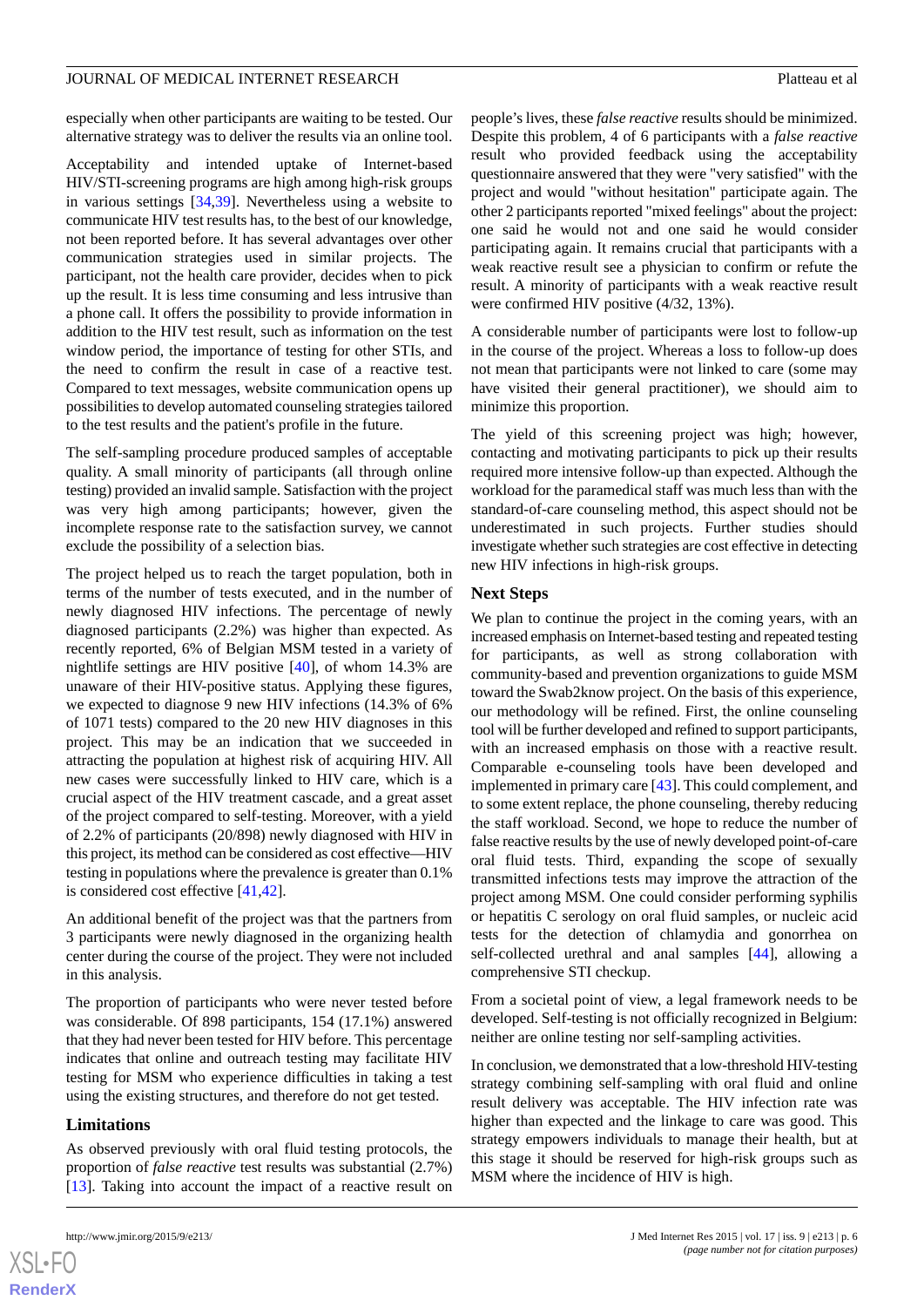especially when other participants are waiting to be tested. Our alternative strategy was to deliver the results via an online tool.

Acceptability and intended uptake of Internet-based HIV/STI-screening programs are high among high-risk groups in various settings [34,39]. Nevertheless using a website to communicate HIV test results has, to the best of our knowledge, not been reported before. It has several advantages over other communication strategies used in similar projects. The participant, not the health care provider, decides when to pick up the result. It is less time consuming and less intrusive than a phone call. It offers the possibility to provide information in addition to the HIV test result, such as information on the test window period, the importance of testing for other STIs, and the need to confirm the result in case of a reactive test. Compared to text messages, website communication opens up possibilities to develop automated counseling strategies tailored to the test results and the patient's profile in the future.

The self-sampling procedure produced samples of acceptable quality. A small minority of participants (all through online testing) provided an invalid sample. Satisfaction with the project was very high among participants; however, given the incomplete response rate to the satisfaction survey, we cannot exclude the possibility of a selection bias.

The project helped us to reach the target population, both in terms of the number of tests executed, and in the number of newly diagnosed HIV infections. The percentage of newly diagnosed participants (2.2%) was higher than expected. As recently reported, 6% of Belgian MSM tested in a variety of nightlife settings are HIV positive [40], of whom 14.3% are unaware of their HIV-positive status. Applying these figures, we expected to diagnose 9 new HIV infections (14.3% of 6% of 1071 tests) compared to the 20 new HIV diagnoses in this project. This may be an indication that we succeeded in attracting the population at highest risk of acquiring HIV. All new cases were successfully linked to HIV care, which is a crucial aspect of the HIV treatment cascade, and a great asset of the project compared to self-testing. Moreover, with a yield of 2.2% of participants (20/898) newly diagnosed with HIV in this project, its method can be considered as cost effective—HIV testing in populations where the prevalence is greater than 0.1% is considered cost effective [41,42].

An additional benefit of the project was that the partners from 3 participants were newly diagnosed in the organizing health center during the course of the project. They were not included in this analysis.

The proportion of participants who were never tested before was considerable. Of 898 participants, 154 (17.1%) answered that they had never been tested for HIV before. This percentage indicates that online and outreach testing may facilitate HIV testing for MSM who experience difficulties in taking a test using the existing structures, and therefore do not get tested.

### Limitations

As observed previously with oral fluid testing protocols, the proportion of *false reactive* test results was substantial (2.7%) [13]. Taking into account the impact of a reactive result on people's lives, these *false reactive* results should be minimized. Despite this problem, 4 of 6 participants with a *false reactive* result who provided feedback using the acceptability questionnaire answered that they were "very satisfied" with the project and would "without hesitation" participate again. The other 2 participants reported "mixed feelings" about the project: one said he would not and one said he would consider participating again. It remains crucial that participants with a weak reactive result see a physician to confirm or refute the result. A minority of participants with a weak reactive result were confirmed HIV positive (4/32, 13%).

A considerable number of participants were lost to follow-up in the course of the project. Whereas a loss to follow-up does not mean that participants were not linked to care (some may have visited their general practitioner), we should aim to minimize this proportion.

The yield of this screening project was high; however, contacting and motivating participants to pick up their results required more intensive follow-up than expected. Although the workload for the paramedical staff was much less than with the standard-of-care counseling method, this aspect should not be underestimated in such projects. Further studies should investigate whether such strategies are cost effective in detecting new HIV infections in high-risk groups.

### Next Steps

We plan to continue the project in the coming years, with an increased emphasis on Internet-based testing and repeated testing for participants, as well as strong collaboration with community-based and prevention organizations to guide MSM toward the Swab2know project. On the basis of this experience, our methodology will be refined. First, the online counseling tool will be further developed and refined to support participants, with an increased emphasis on those with a reactive result. Comparable e-counseling tools have been developed and implemented in primary care [43]. This could complement, and to some extent replace, the phone counseling, thereby reducing the staff workload. Second, we hope to reduce the number of false reactive results by the use of newly developed point-of-care oral fluid tests. Third, expanding the scope of sexually transmitted infections tests may improve the attraction of the project among MSM. One could consider performing syphilis or hepatitis C serology on oral fluid samples, or nucleic acid tests for the detection of chlamydia and gonorrhea on self-collected urethral and anal samples [44], allowing a comprehensive STI checkup.

From a societal point of view, a legal framework needs to be developed. Self-testing is not officially recognized in Belgium: neither are online testing nor self-sampling activities.

In conclusion, we demonstrated that a low-threshold HIV-testing strategy combining self-sampling with oral fluid and online result delivery was acceptable. The HIV infection rate was higher than expected and the linkage to care was good. This strategy empowers individuals to manage their health, but at this stage it should be reserved for high-risk groups such as MSM where the incidence of HIV is high.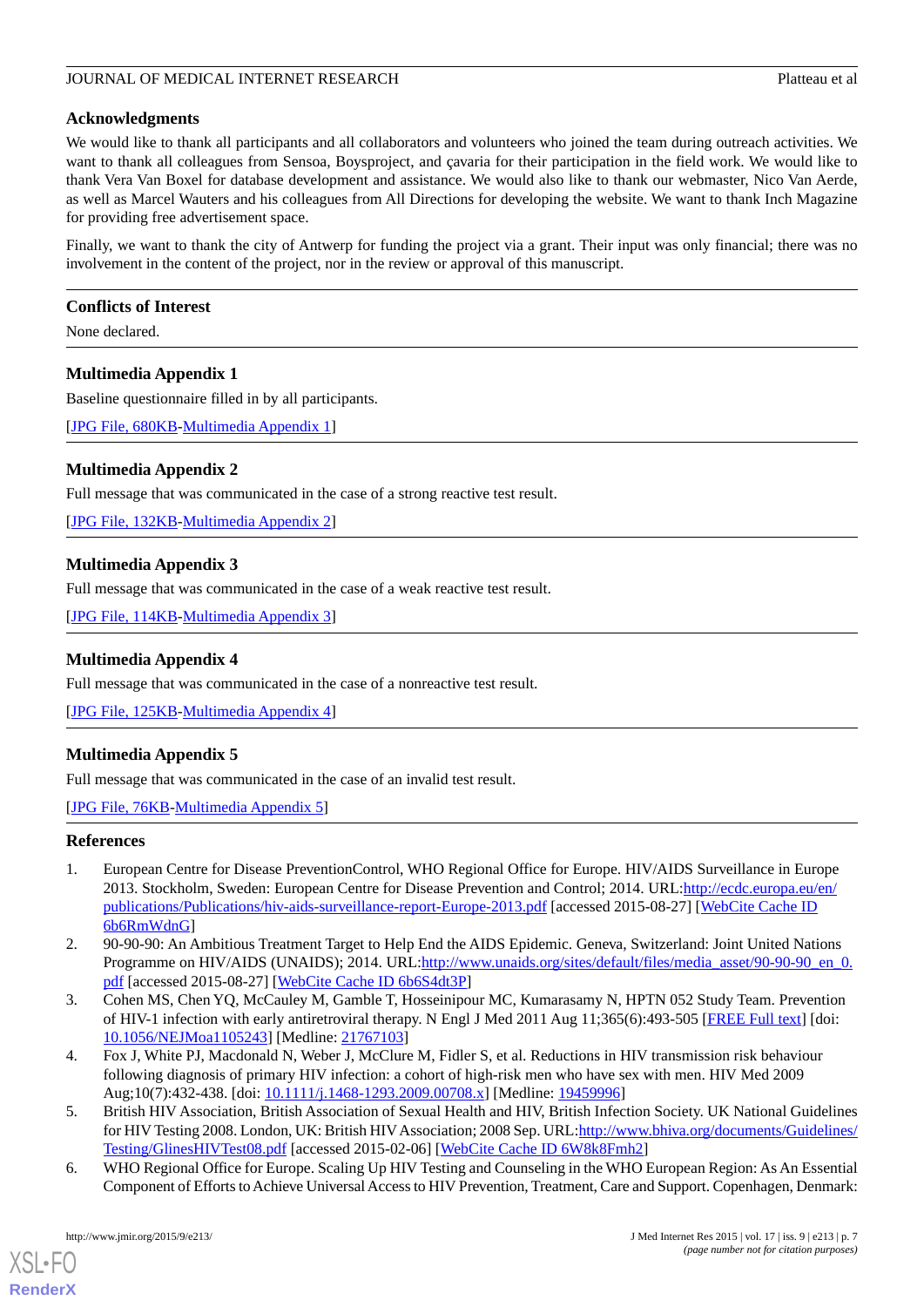## Acknowledgments

We would like to thank all participants and all collaborators and volunteers who joined the team during outreach activities. We want to thank all colleagues from Sensoa, Boysproject, and çavaria for their participation in the field work. We would like to thank Vera Van Boxel for database development and assistance. We would also like to thank our webmaster, Nico Van Aerde, as well as Marcel Wauters and his colleagues from All Directions for developing the website. We want to thank Inch Magazine for providing free advertisement space.

Finally, we want to thank the city of Antwerp for funding the project via a grant. Their input was only financial; there was no involvement in the content of the project, nor in the review or approval of this manuscript.

## Conflicts of Interest

None declared.

## Multimedia Appendix 1

Baseline questionnaire filled in by all participants.

[JPG File, 680KB-Multimedia Appendix 1]

## Multimedia Appendix 2

Full message that was communicated in the case of a strong reactive test result.

[JPG File, 132KB-Multimedia Appendix 2]

## Multimedia Appendix 3

Full message that was communicated in the case of a weak reactive test result.

[JPG File, 114KB-Multimedia Appendix 3]

## Multimedia Appendix 4

Full message that was communicated in the case of a nonreactive test result.

[JPG File, 125KB-Multimedia Appendix 4]

## Multimedia Appendix 5

Full message that was communicated in the case of an invalid test result.

[JPG File, 76KB-Multimedia Appendix 5]

## References

1. European Centre for Disease PreventionControl, WHO Regional Office for Europe. HIV/AIDS Surveillance in Europe 2013. Stockholm, Sweden: European Centre for Disease Prevention and Control; 2014. URL:http://ecdc.europa.eu/en/publications/Publications/hiv-aids-surveillance-report-Europe-2013.pdf [accessed 2015-08-27] [WebCite Cache ID 6b6RmWdnG]
2. 90-90-90: An Ambitious Treatment Target to Help End the AIDS Epidemic. Geneva, Switzerland: Joint United Nations Programme on HIV/AIDS (UNAIDS); 2014. URL:http://www.unaids.org/sites/default/files/media_asset/90-90-90_en_0.pdf [accessed 2015-08-27] [WebCite Cache ID 6b6S4dt3P]
3. Cohen MS, Chen YQ, McCauley M, Gamble T, Hosseinipour MC, Kumarasamy N, HPTN 052 Study Team. Prevention of HIV-1 infection with early antiretroviral therapy. N Engl J Med 2011 Aug 11;365(6):493-505 [FREE Full text] [doi: 10.1056/NEJMoa1105243] [Medline: 21767103]
4. Fox J, White PJ, Macdonald N, Weber J, McClure M, Fidler S, et al. Reductions in HIV transmission risk behaviour following diagnosis of primary HIV infection: a cohort of high-risk men who have sex with men. HIV Med 2009 Aug;10(7):432-438. [doi: 10.1111/j.1468-1293.2009.00708.x] [Medline: 19459996]
5. British HIV Association, British Association of Sexual Health and HIV, British Infection Society. UK National Guidelines for HIV Testing 2008. London, UK: British HIV Association; 2008 Sep. URL:http://www.bhiva.org/documents/Guidelines/Testing/GlinesHIVTest08.pdf [accessed 2015-02-06] [WebCite Cache ID 6W8k8Fmh2]
6. WHO Regional Office for Europe. Scaling Up HIV Testing and Counseling in the WHO European Region: As An Essential Component of Efforts to Achieve Universal Access to HIV Prevention, Treatment, Care and Support. Copenhagen, Denmark: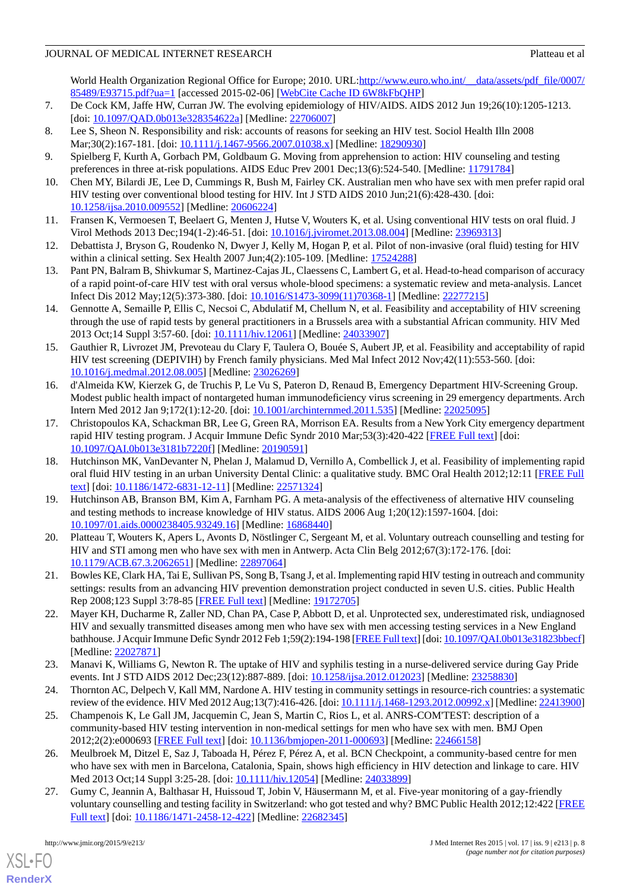World Health Organization Regional Office for Europe; 2010. URL:http://www.euro.who.int/__data/assets/pdf_file/0007/85489/E93715.pdf?ua=1 [accessed 2015-02-06] [WebCite Cache ID 6W8kFbQHP]

7. De Cock KM, Jaffe HW, Curran JW. The evolving epidemiology of HIV/AIDS. AIDS 2012 Jun 19;26(10):1205-1213. [doi: 10.1097/QAD.0b013e328354622a] [Medline: 22706007]
8. Lee S, Sheon N. Responsibility and risk: accounts of reasons for seeking an HIV test. Sociol Health Illn 2008 Mar;30(2):167-181. [doi: 10.1111/j.1467-9566.2007.01038.x] [Medline: 18290930]
9. Spielberg F, Kurth A, Gorbach PM, Goldbaum G. Moving from apprehension to action: HIV counseling and testing preferences in three at-risk populations. AIDS Educ Prev 2001 Dec;13(6):524-540. [Medline: 11791784]
10. Chen MY, Bilardi JE, Lee D, Cummings R, Bush M, Fairley CK. Australian men who have sex with men prefer rapid oral HIV testing over conventional blood testing for HIV. Int J STD AIDS 2010 Jun;21(6):428-430. [doi: 10.1258/ijsa.2010.009552] [Medline: 20606224]
11. Fransen K, Vermoesen T, Beelaert G, Menten J, Hutse V, Wouters K, et al. Using conventional HIV tests on oral fluid. J Virol Methods 2013 Dec;194(1-2):46-51. [doi: 10.1016/j.jviromet.2013.08.004] [Medline: 23969313]
12. Debattista J, Bryson G, Roudenko N, Dwyer J, Kelly M, Hogan P, et al. Pilot of non-invasive (oral fluid) testing for HIV within a clinical setting. Sex Health 2007 Jun;4(2):105-109. [Medline: 17524288]
13. Pant PN, Balram B, Shivkumar S, Martinez-Cajas JL, Claessens C, Lambert G, et al. Head-to-head comparison of accuracy of a rapid point-of-care HIV test with oral versus whole-blood specimens: a systematic review and meta-analysis. Lancet Infect Dis 2012 May;12(5):373-380. [doi: 10.1016/S1473-3099(11)70368-1] [Medline: 22277215]
14. Gennotte A, Semaille P, Ellis C, Necsoi C, Abdulatif M, Chellum N, et al. Feasibility and acceptability of HIV screening through the use of rapid tests by general practitioners in a Brussels area with a substantial African community. HIV Med 2013 Oct;14 Suppl 3:57-60. [doi: 10.1111/hiv.12061] [Medline: 24033907]
15. Gauthier R, Livrozet JM, Prevoteau du Clary F, Taulera O, Bouée S, Aubert JP, et al. Feasibility and acceptability of rapid HIV test screening (DEPIVIH) by French family physicians. Med Mal Infect 2012 Nov;42(11):553-560. [doi: 10.1016/j.medmal.2012.08.005] [Medline: 23026269]
16. d'Almeida KW, Kierzek G, de Truchis P, Le Vu S, Pateron D, Renaud B, Emergency Department HIV-Screening Group. Modest public health impact of nontargeted human immunodeficiency virus screening in 29 emergency departments. Arch Intern Med 2012 Jan 9;172(1):12-20. [doi: 10.1001/archinternmed.2011.535] [Medline: 22025095]
17. Christopoulos KA, Schackman BR, Lee G, Green RA, Morrison EA. Results from a New York City emergency department rapid HIV testing program. J Acquir Immune Defic Syndr 2010 Mar;53(3):420-422 [FREE Full text] [doi: 10.1097/QAI.0b013e3181b7220f] [Medline: 20190591]
18. Hutchinson MK, VanDevanter N, Phelan J, Malamud D, Vernillo A, Combellick J, et al. Feasibility of implementing rapid oral fluid HIV testing in an urban University Dental Clinic: a qualitative study. BMC Oral Health 2012;12:11 [FREE Full text] [doi: 10.1186/1472-6831-12-11] [Medline: 22571324]
19. Hutchinson AB, Branson BM, Kim A, Farnham PG. A meta-analysis of the effectiveness of alternative HIV counseling and testing methods to increase knowledge of HIV status. AIDS 2006 Aug 1;20(12):1597-1604. [doi: 10.1097/01.aids.0000238405.93249.16] [Medline: 16868440]
20. Platteau T, Wouters K, Apers L, Avonts D, Nöstlinger C, Sergeant M, et al. Voluntary outreach counselling and testing for HIV and STI among men who have sex with men in Antwerp. Acta Clin Belg 2012;67(3):172-176. [doi: 10.1179/ACB.67.3.2062651] [Medline: 22897064]
21. Bowles KE, Clark HA, Tai E, Sullivan PS, Song B, Tsang J, et al. Implementing rapid HIV testing in outreach and community settings: results from an advancing HIV prevention demonstration project conducted in seven U.S. cities. Public Health Rep 2008;123 Suppl 3:78-85 [FREE Full text] [Medline: 19172705]
22. Mayer KH, Ducharme R, Zaller ND, Chan PA, Case P, Abbott D, et al. Unprotected sex, underestimated risk, undiagnosed HIV and sexually transmitted diseases among men who have sex with men accessing testing services in a New England bathhouse. J Acquir Immune Defic Syndr 2012 Feb 1;59(2):194-198 [FREE Full text] [doi: 10.1097/QAI.0b013e31823bbecf] [Medline: 22027871]
23. Manavi K, Williams G, Newton R. The uptake of HIV and syphilis testing in a nurse-delivered service during Gay Pride events. Int J STD AIDS 2012 Dec;23(12):887-889. [doi: 10.1258/ijsa.2012.012023] [Medline: 23258830]
24. Thornton AC, Delpech V, Kall MM, Nardone A. HIV testing in community settings in resource-rich countries: a systematic review of the evidence. HIV Med 2012 Aug;13(7):416-426. [doi: 10.1111/j.1468-1293.2012.00992.x] [Medline: 22413900]
25. Champenois K, Le Gall JM, Jacquemin C, Jean S, Martin C, Rios L, et al. ANRS-COM'TEST: description of a community-based HIV testing intervention in non-medical settings for men who have sex with men. BMJ Open 2012;2(2):e000693 [FREE Full text] [doi: 10.1136/bmjopen-2011-000693] [Medline: 22466158]
26. Meulbroek M, Ditzel E, Saz J, Taboada H, Pérez F, Pérez A, et al. BCN Checkpoint, a community-based centre for men who have sex with men in Barcelona, Catalonia, Spain, shows high efficiency in HIV detection and linkage to care. HIV Med 2013 Oct;14 Suppl 3:25-28. [doi: 10.1111/hiv.12054] [Medline: 24033899]
27. Gumy C, Jeannin A, Balthasar H, Huissoud T, Jobin V, Häusermann M, et al. Five-year monitoring of a gay-friendly voluntary counselling and testing facility in Switzerland: who got tested and why? BMC Public Health 2012;12:422 [FREE Full text] [doi: 10.1186/1471-2458-12-422] [Medline: 22682345]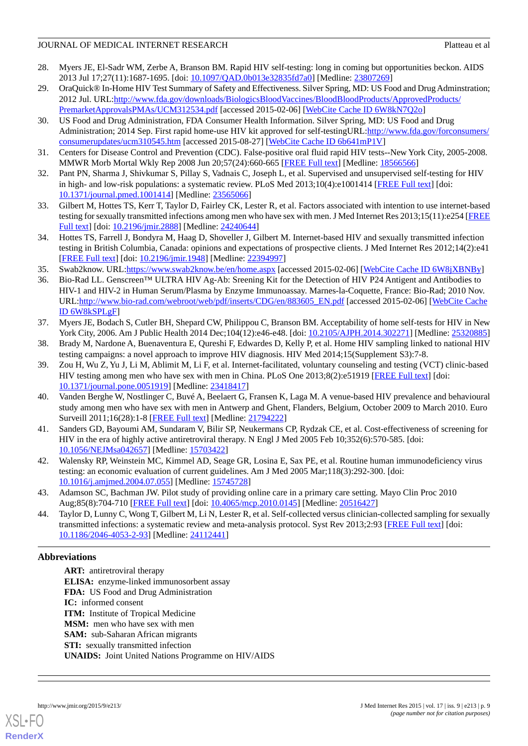28. Myers JE, El-Sadr WM, Zerbe A, Branson BM. Rapid HIV self-testing: long in coming but opportunities beckon. AIDS 2013 Jul 17;27(11):1687-1695. [doi: 10.1097/QAD.0b013e32835fd7a0] [Medline: 23807269]
29. OraQuick® In-Home HIV Test Summary of Safety and Effectiveness. Silver Spring, MD: US Food and Drug Adminstration; 2012 Jul. URL:http://www.fda.gov/downloads/BiologicsBloodVaccines/BloodBloodProducts/ApprovedProducts/PremarketApprovalsPMAs/UCM312534.pdf [accessed 2015-02-06] [WebCite Cache ID 6W8kN7Q2o]
30. US Food and Drug Administration, FDA Consumer Health Information. Silver Spring, MD: US Food and Drug Administration; 2014 Sep. First rapid home-use HIV kit approved for self-testingURL:http://www.fda.gov/forconsumers/consumerupdates/ucm310545.htm [accessed 2015-08-27] [WebCite Cache ID 6b641mP1V]
31. Centers for Disease Control and Prevention (CDC). False-positive oral fluid rapid HIV tests--New York City, 2005-2008. MMWR Morb Mortal Wkly Rep 2008 Jun 20;57(24):660-665 [FREE Full text] [Medline: 18566566]
32. Pant PN, Sharma J, Shivkumar S, Pillay S, Vadnais C, Joseph L, et al. Supervised and unsupervised self-testing for HIV in high- and low-risk populations: a systematic review. PLoS Med 2013;10(4):e1001414 [FREE Full text] [doi: 10.1371/journal.pmed.1001414] [Medline: 23565066]
33. Gilbert M, Hottes TS, Kerr T, Taylor D, Fairley CK, Lester R, et al. Factors associated with intention to use internet-based testing for sexually transmitted infections among men who have sex with men. J Med Internet Res 2013;15(11):e254 [FREE Full text] [doi: 10.2196/jmir.2888] [Medline: 24240644]
34. Hottes TS, Farrell J, Bondyra M, Haag D, Shoveller J, Gilbert M. Internet-based HIV and sexually transmitted infection testing in British Columbia, Canada: opinions and expectations of prospective clients. J Med Internet Res 2012;14(2):e41 [FREE Full text] [doi: 10.2196/jmir.1948] [Medline: 22394997]
35. Swab2know. URL:https://www.swab2know.be/en/home.aspx [accessed 2015-02-06] [WebCite Cache ID 6W8jXBNBy]
36. Bio-Rad LL. Genscreen™ ULTRA HIV Ag-Ab: Sreening Kit for the Detection of HIV P24 Antigent and Antibodies to HIV-1 and HIV-2 in Human Serum/Plasma by Enzyme Immunoassay. Marnes-la-Coquette, France: Bio-Rad; 2010 Nov. URL:http://www.bio-rad.com/webroot/web/pdf/inserts/CDG/en/883605_EN.pdf [accessed 2015-02-06] [WebCite Cache ID 6W8kSPLgF]
37. Myers JE, Bodach S, Cutler BH, Shepard CW, Philippou C, Branson BM. Acceptability of home self-tests for HIV in New York City, 2006. Am J Public Health 2014 Dec;104(12):e46-e48. [doi: 10.2105/AJPH.2014.302271] [Medline: 25320885]
38. Brady M, Nardone A, Buenaventura E, Qureshi F, Edwardes D, Kelly P, et al. Home HIV sampling linked to national HIV testing campaigns: a novel approach to improve HIV diagnosis. HIV Med 2014;15(Supplement S3):7-8.
39. Zou H, Wu Z, Yu J, Li M, Ablimit M, Li F, et al. Internet-facilitated, voluntary counseling and testing (VCT) clinic-based HIV testing among men who have sex with men in China. PLoS One 2013;8(2):e51919 [FREE Full text] [doi: 10.1371/journal.pone.0051919] [Medline: 23418417]
40. Vanden Berghe W, Nostlinger C, Buvé A, Beelaert G, Fransen K, Laga M. A venue-based HIV prevalence and behavioural study among men who have sex with men in Antwerp and Ghent, Flanders, Belgium, October 2009 to March 2010. Euro Surveill 2011;16(28):1-8 [FREE Full text] [Medline: 21794222]
41. Sanders GD, Bayoumi AM, Sundaram V, Bilir SP, Neukermans CP, Rydzak CE, et al. Cost-effectiveness of screening for HIV in the era of highly active antiretroviral therapy. N Engl J Med 2005 Feb 10;352(6):570-585. [doi: 10.1056/NEJMsa042657] [Medline: 15703422]
42. Walensky RP, Weinstein MC, Kimmel AD, Seage GR, Losina E, Sax PE, et al. Routine human immunodeficiency virus testing: an economic evaluation of current guidelines. Am J Med 2005 Mar;118(3):292-300. [doi: 10.1016/j.amjmed.2004.07.055] [Medline: 15745728]
43. Adamson SC, Bachman JW. Pilot study of providing online care in a primary care setting. Mayo Clin Proc 2010 Aug;85(8):704-710 [FREE Full text] [doi: 10.4065/mcp.2010.0145] [Medline: 20516427]
44. Taylor D, Lunny C, Wong T, Gilbert M, Li N, Lester R, et al. Self-collected versus clinician-collected sampling for sexually transmitted infections: a systematic review and meta-analysis protocol. Syst Rev 2013;2:93 [FREE Full text] [doi: 10.1186/2046-4053-2-93] [Medline: 24112441]

## Abbreviations

**ART:** antiretroviral therapy
**ELISA:** enzyme-linked immunosorbent assay
**FDA:** US Food and Drug Administration
**IC:** informed consent
**ITM:** Institute of Tropical Medicine
**MSM:** men who have sex with men
**SAM:** sub-Saharan African migrants
**STI:** sexually transmitted infection
**UNAIDS:** Joint United Nations Programme on HIV/AIDS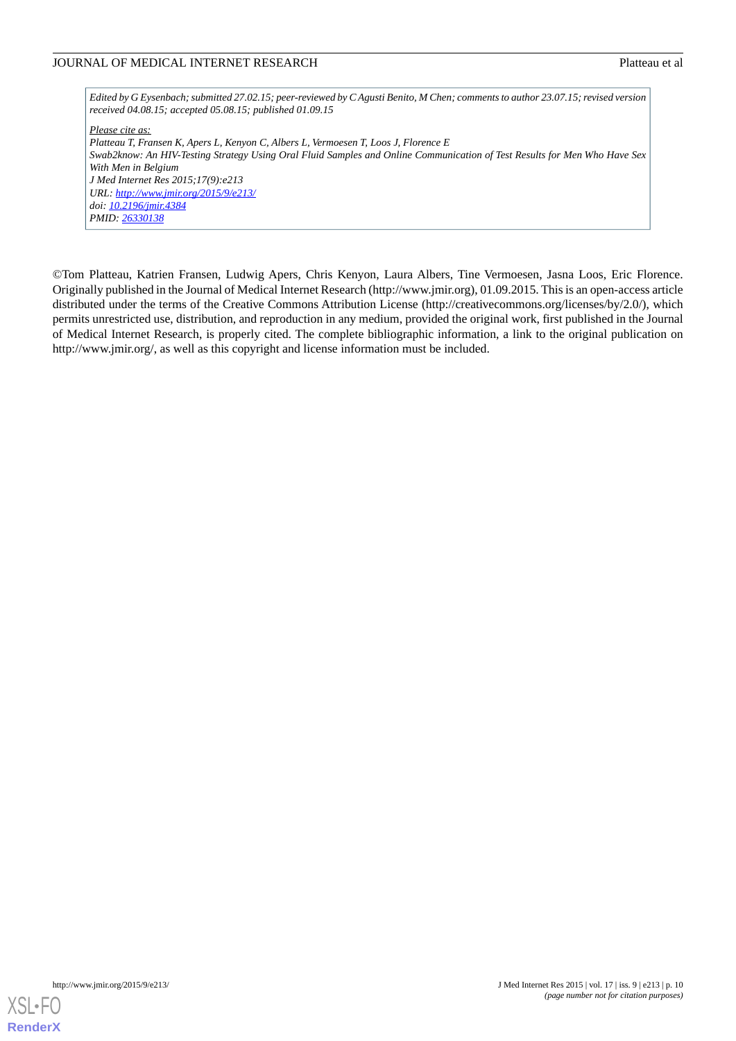*Edited by G Eysenbach; submitted 27.02.15; peer-reviewed by C Agusti Benito, M Chen; comments to author 23.07.15; revised version received 04.08.15; accepted 05.08.15; published 01.09.15*

*Please cite as:*
*Platteau T, Fransen K, Apers L, Kenyon C, Albers L, Vermoesen T, Loos J, Florence E*
*Swab2know: An HIV-Testing Strategy Using Oral Fluid Samples and Online Communication of Test Results for Men Who Have Sex With Men in Belgium*
*J Med Internet Res 2015;17(9):e213*
*URL: http://www.jmir.org/2015/9/e213/*
*doi: 10.2196/jmir.4384*
*PMID: 26330138*

©Tom Platteau, Katrien Fransen, Ludwig Apers, Chris Kenyon, Laura Albers, Tine Vermoesen, Jasna Loos, Eric Florence. Originally published in the Journal of Medical Internet Research (http://www.jmir.org), 01.09.2015. This is an open-access article distributed under the terms of the Creative Commons Attribution License (http://creativecommons.org/licenses/by/2.0/), which permits unrestricted use, distribution, and reproduction in any medium, provided the original work, first published in the Journal of Medical Internet Research, is properly cited. The complete bibliographic information, a link to the original publication on http://www.jmir.org/, as well as this copyright and license information must be included.